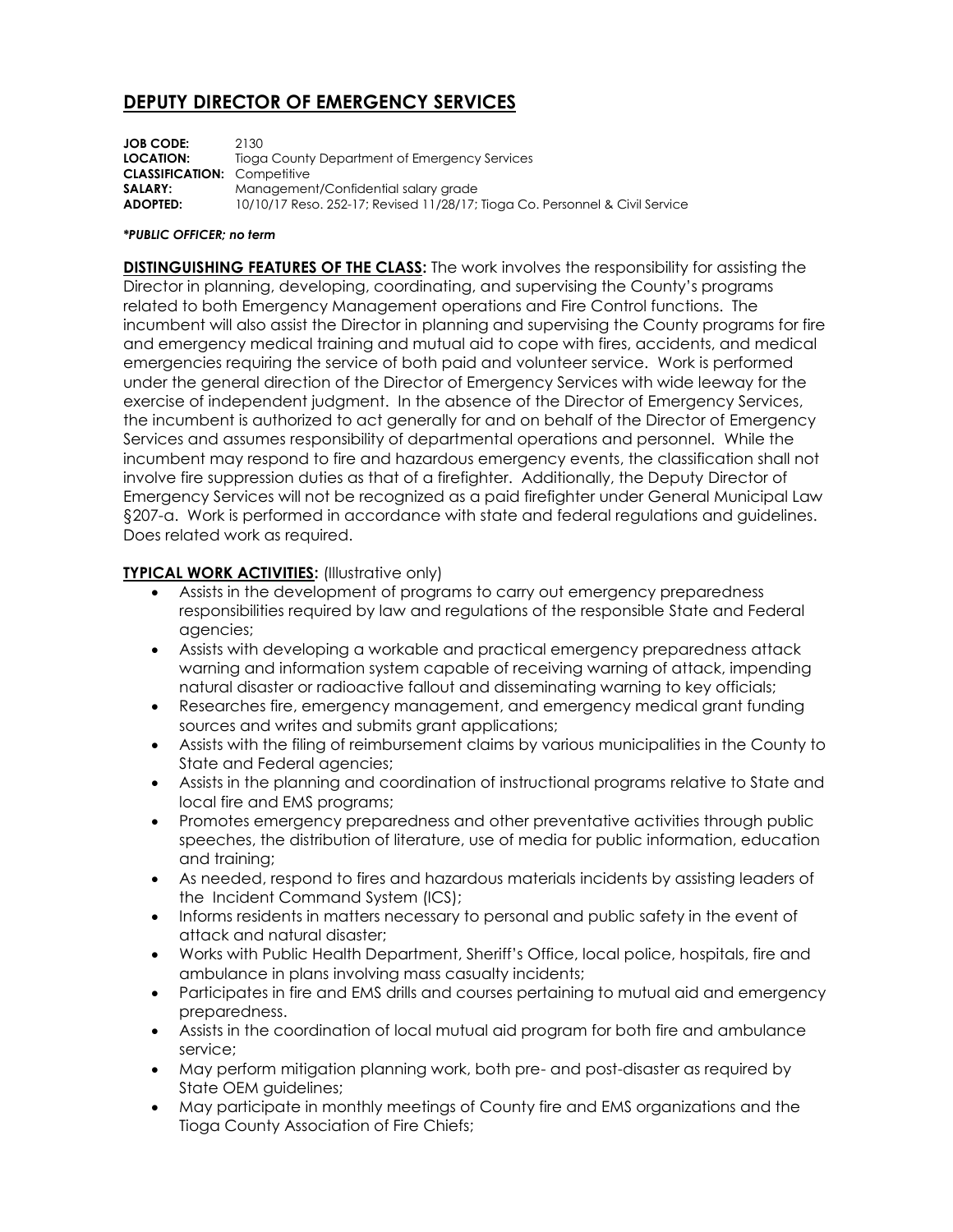# DEPUTY DIRECTOR OF EMERGENCY SERVICES

**JOB CODE:** 2130
**LOCATION:** Tioga County Department of Emergency Services
**CLASSIFICATION:** Competitive
**SALARY:** Management/Confidential salary grade
**ADOPTED:** 10/10/17 Reso. 252-17; Revised 11/28/17; Tioga Co. Personnel & Civil Service

***PUBLIC OFFICER; no term***

**DISTINGUISHING FEATURES OF THE CLASS:** The work involves the responsibility for assisting the Director in planning, developing, coordinating, and supervising the County's programs related to both Emergency Management operations and Fire Control functions. The incumbent will also assist the Director in planning and supervising the County programs for fire and emergency medical training and mutual aid to cope with fires, accidents, and medical emergencies requiring the service of both paid and volunteer service. Work is performed under the general direction of the Director of Emergency Services with wide leeway for the exercise of independent judgment. In the absence of the Director of Emergency Services, the incumbent is authorized to act generally for and on behalf of the Director of Emergency Services and assumes responsibility of departmental operations and personnel. While the incumbent may respond to fire and hazardous emergency events, the classification shall not involve fire suppression duties as that of a firefighter. Additionally, the Deputy Director of Emergency Services will not be recognized as a paid firefighter under General Municipal Law §207-a. Work is performed in accordance with state and federal regulations and guidelines. Does related work as required.

**TYPICAL WORK ACTIVITIES:** (Illustrative only)

- Assists in the development of programs to carry out emergency preparedness responsibilities required by law and regulations of the responsible State and Federal agencies;
- Assists with developing a workable and practical emergency preparedness attack warning and information system capable of receiving warning of attack, impending natural disaster or radioactive fallout and disseminating warning to key officials;
- Researches fire, emergency management, and emergency medical grant funding sources and writes and submits grant applications;
- Assists with the filing of reimbursement claims by various municipalities in the County to State and Federal agencies;
- Assists in the planning and coordination of instructional programs relative to State and local fire and EMS programs;
- Promotes emergency preparedness and other preventative activities through public speeches, the distribution of literature, use of media for public information, education and training;
- As needed, respond to fires and hazardous materials incidents by assisting leaders of the Incident Command System (ICS);
- Informs residents in matters necessary to personal and public safety in the event of attack and natural disaster;
- Works with Public Health Department, Sheriff's Office, local police, hospitals, fire and ambulance in plans involving mass casualty incidents;
- Participates in fire and EMS drills and courses pertaining to mutual aid and emergency preparedness.
- Assists in the coordination of local mutual aid program for both fire and ambulance service;
- May perform mitigation planning work, both pre- and post-disaster as required by State OEM guidelines;
- May participate in monthly meetings of County fire and EMS organizations and the Tioga County Association of Fire Chiefs;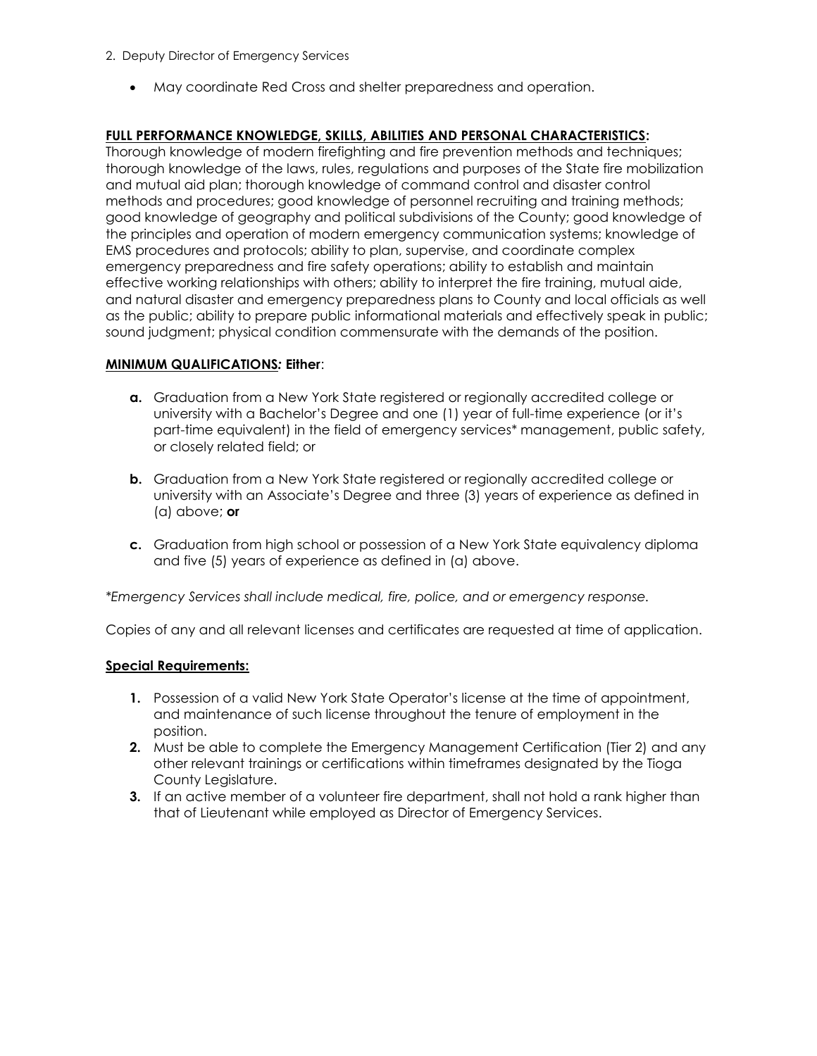2. Deputy Director of Emergency Services

- May coordinate Red Cross and shelter preparedness and operation.

**FULL PERFORMANCE KNOWLEDGE, SKILLS, ABILITIES AND PERSONAL CHARACTERISTICS:**
Thorough knowledge of modern firefighting and fire prevention methods and techniques; thorough knowledge of the laws, rules, regulations and purposes of the State fire mobilization and mutual aid plan; thorough knowledge of command control and disaster control methods and procedures; good knowledge of personnel recruiting and training methods; good knowledge of geography and political subdivisions of the County; good knowledge of the principles and operation of modern emergency communication systems; knowledge of EMS procedures and protocols; ability to plan, supervise, and coordinate complex emergency preparedness and fire safety operations; ability to establish and maintain effective working relationships with others; ability to interpret the fire training, mutual aide, and natural disaster and emergency preparedness plans to County and local officials as well as the public; ability to prepare public informational materials and effectively speak in public; sound judgment; physical condition commensurate with the demands of the position.

**MINIMUM QUALIFICATIONS*: Either***:

- **a.** Graduation from a New York State registered or regionally accredited college or university with a Bachelor's Degree and one (1) year of full-time experience (or it's part-time equivalent) in the field of emergency services* management, public safety, or closely related field; or

- **b.** Graduation from a New York State registered or regionally accredited college or university with an Associate's Degree and three (3) years of experience as defined in (a) above; **or**

- **c.** Graduation from high school or possession of a New York State equivalency diploma and five (5) years of experience as defined in (a) above.

*\*Emergency Services shall include medical, fire, police, and or emergency response.*

Copies of any and all relevant licenses and certificates are requested at time of application.

**Special Requirements:**

1. Possession of a valid New York State Operator's license at the time of appointment, and maintenance of such license throughout the tenure of employment in the position.
2. Must be able to complete the Emergency Management Certification (Tier 2) and any other relevant trainings or certifications within timeframes designated by the Tioga County Legislature.
3. If an active member of a volunteer fire department, shall not hold a rank higher than that of Lieutenant while employed as Director of Emergency Services.